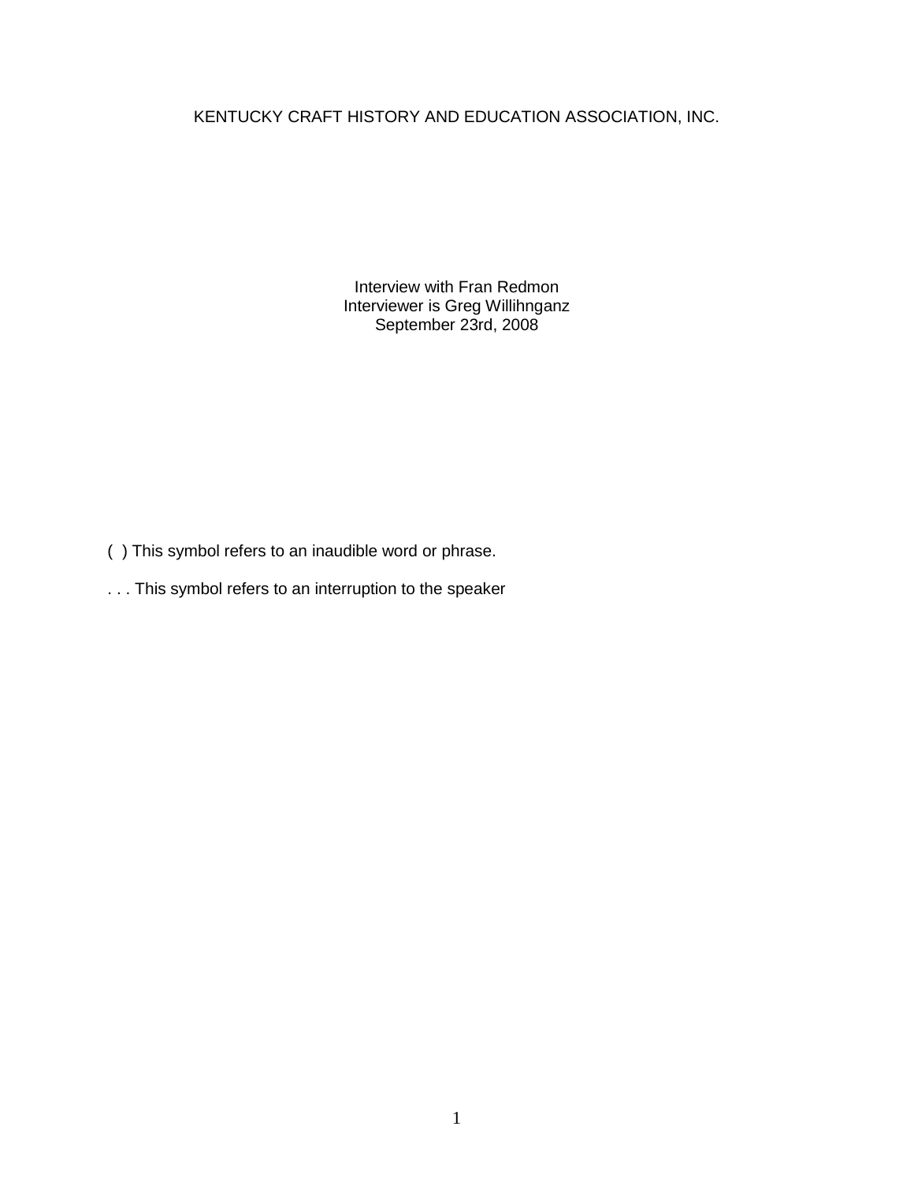KENTUCKY CRAFT HISTORY AND EDUCATION ASSOCIATION, INC.

Interview with Fran Redmon
Interviewer is Greg Willihnganz
September 23rd, 2008

( ) This symbol refers to an inaudible word or phrase.

. . . This symbol refers to an interruption to the speaker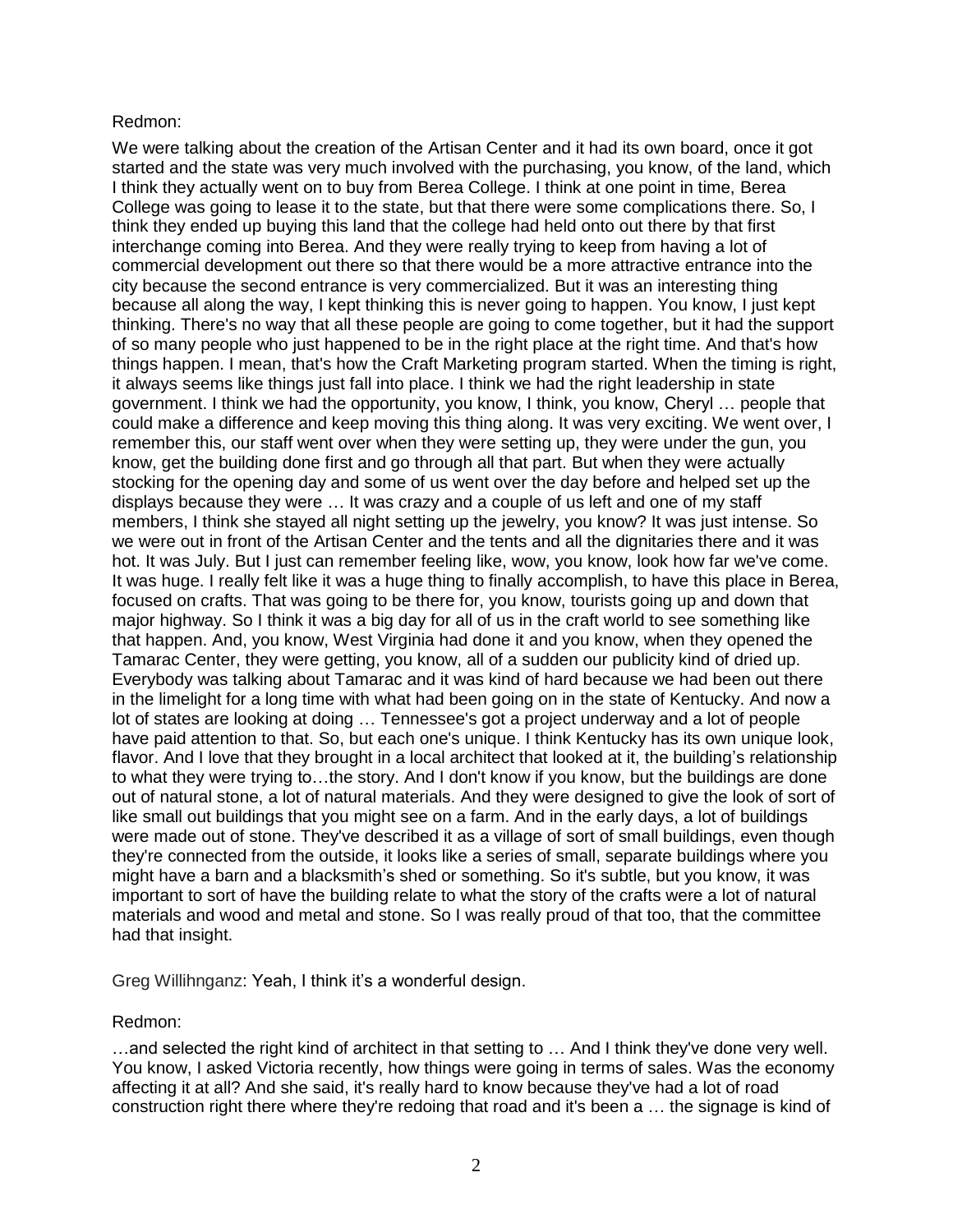Redmon:

We were talking about the creation of the Artisan Center and it had its own board, once it got started and the state was very much involved with the purchasing, you know, of the land, which I think they actually went on to buy from Berea College. I think at one point in time, Berea College was going to lease it to the state, but that there were some complications there. So, I think they ended up buying this land that the college had held onto out there by that first interchange coming into Berea. And they were really trying to keep from having a lot of commercial development out there so that there would be a more attractive entrance into the city because the second entrance is very commercialized. But it was an interesting thing because all along the way, I kept thinking this is never going to happen. You know, I just kept thinking. There's no way that all these people are going to come together, but it had the support of so many people who just happened to be in the right place at the right time. And that's how things happen. I mean, that's how the Craft Marketing program started. When the timing is right, it always seems like things just fall into place. I think we had the right leadership in state government. I think we had the opportunity, you know, I think, you know, Cheryl … people that could make a difference and keep moving this thing along. It was very exciting. We went over, I remember this, our staff went over when they were setting up, they were under the gun, you know, get the building done first and go through all that part. But when they were actually stocking for the opening day and some of us went over the day before and helped set up the displays because they were … It was crazy and a couple of us left and one of my staff members, I think she stayed all night setting up the jewelry, you know? It was just intense. So we were out in front of the Artisan Center and the tents and all the dignitaries there and it was hot. It was July. But I just can remember feeling like, wow, you know, look how far we've come. It was huge. I really felt like it was a huge thing to finally accomplish, to have this place in Berea, focused on crafts. That was going to be there for, you know, tourists going up and down that major highway. So I think it was a big day for all of us in the craft world to see something like that happen. And, you know, West Virginia had done it and you know, when they opened the Tamarac Center, they were getting, you know, all of a sudden our publicity kind of dried up. Everybody was talking about Tamarac and it was kind of hard because we had been out there in the limelight for a long time with what had been going on in the state of Kentucky. And now a lot of states are looking at doing … Tennessee's got a project underway and a lot of people have paid attention to that. So, but each one's unique. I think Kentucky has its own unique look, flavor. And I love that they brought in a local architect that looked at it, the building's relationship to what they were trying to…the story. And I don't know if you know, but the buildings are done out of natural stone, a lot of natural materials. And they were designed to give the look of sort of like small out buildings that you might see on a farm. And in the early days, a lot of buildings were made out of stone. They've described it as a village of sort of small buildings, even though they're connected from the outside, it looks like a series of small, separate buildings where you might have a barn and a blacksmith's shed or something. So it's subtle, but you know, it was important to sort of have the building relate to what the story of the crafts were a lot of natural materials and wood and metal and stone. So I was really proud of that too, that the committee had that insight.

Greg Willihnganz: Yeah, I think it's a wonderful design.

Redmon:

…and selected the right kind of architect in that setting to … And I think they've done very well. You know, I asked Victoria recently, how things were going in terms of sales. Was the economy affecting it at all? And she said, it's really hard to know because they've had a lot of road construction right there where they're redoing that road and it's been a … the signage is kind of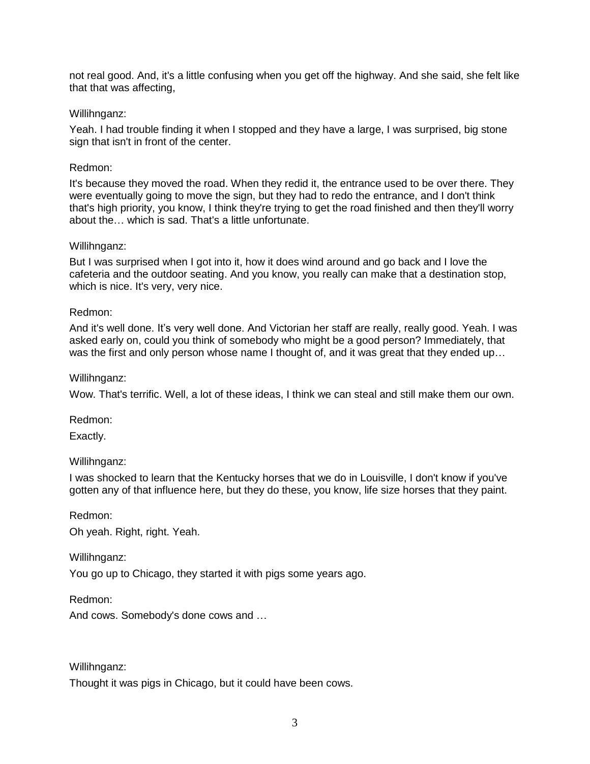not real good. And, it's a little confusing when you get off the highway. And she said, she felt like that that was affecting,

Willihnganz:

Yeah. I had trouble finding it when I stopped and they have a large, I was surprised, big stone sign that isn't in front of the center.

Redmon:

It's because they moved the road. When they redid it, the entrance used to be over there. They were eventually going to move the sign, but they had to redo the entrance, and I don't think that's high priority, you know, I think they're trying to get the road finished and then they'll worry about the… which is sad. That's a little unfortunate.

Willihnganz:

But I was surprised when I got into it, how it does wind around and go back and I love the cafeteria and the outdoor seating. And you know, you really can make that a destination stop, which is nice. It's very, very nice.

Redmon:

And it's well done. It's very well done. And Victorian her staff are really, really good. Yeah. I was asked early on, could you think of somebody who might be a good person? Immediately, that was the first and only person whose name I thought of, and it was great that they ended up…

Willihnganz:

Wow. That's terrific. Well, a lot of these ideas, I think we can steal and still make them our own.

Redmon:

Exactly.

Willihnganz:

I was shocked to learn that the Kentucky horses that we do in Louisville, I don't know if you've gotten any of that influence here, but they do these, you know, life size horses that they paint.

Redmon:

Oh yeah. Right, right. Yeah.

Willihnganz:

You go up to Chicago, they started it with pigs some years ago.

Redmon:

And cows. Somebody's done cows and …

Willihnganz:

Thought it was pigs in Chicago, but it could have been cows.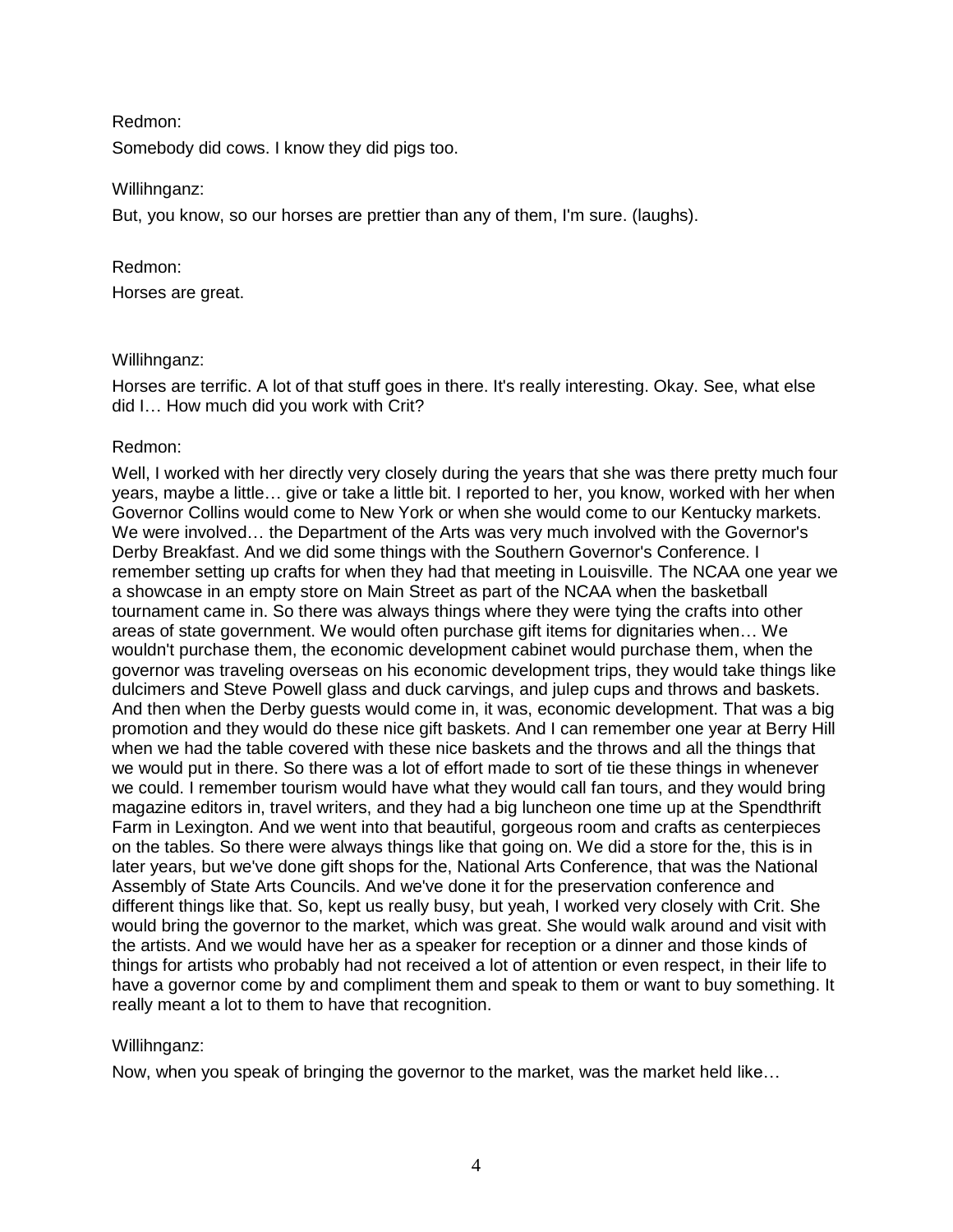Redmon:

Somebody did cows. I know they did pigs too.

Willihnganz:

But, you know, so our horses are prettier than any of them, I'm sure. (laughs).

Redmon:

Horses are great.

Willihnganz:

Horses are terrific. A lot of that stuff goes in there. It's really interesting. Okay. See, what else did I… How much did you work with Crit?

Redmon:

Well, I worked with her directly very closely during the years that she was there pretty much four years, maybe a little… give or take a little bit. I reported to her, you know, worked with her when Governor Collins would come to New York or when she would come to our Kentucky markets. We were involved… the Department of the Arts was very much involved with the Governor's Derby Breakfast. And we did some things with the Southern Governor's Conference. I remember setting up crafts for when they had that meeting in Louisville. The NCAA one year we a showcase in an empty store on Main Street as part of the NCAA when the basketball tournament came in. So there was always things where they were tying the crafts into other areas of state government. We would often purchase gift items for dignitaries when… We wouldn't purchase them, the economic development cabinet would purchase them, when the governor was traveling overseas on his economic development trips, they would take things like dulcimers and Steve Powell glass and duck carvings, and julep cups and throws and baskets. And then when the Derby guests would come in, it was, economic development. That was a big promotion and they would do these nice gift baskets. And I can remember one year at Berry Hill when we had the table covered with these nice baskets and the throws and all the things that we would put in there. So there was a lot of effort made to sort of tie these things in whenever we could. I remember tourism would have what they would call fan tours, and they would bring magazine editors in, travel writers, and they had a big luncheon one time up at the Spendthrift Farm in Lexington. And we went into that beautiful, gorgeous room and crafts as centerpieces on the tables. So there were always things like that going on. We did a store for the, this is in later years, but we've done gift shops for the, National Arts Conference, that was the National Assembly of State Arts Councils. And we've done it for the preservation conference and different things like that. So, kept us really busy, but yeah, I worked very closely with Crit. She would bring the governor to the market, which was great. She would walk around and visit with the artists. And we would have her as a speaker for reception or a dinner and those kinds of things for artists who probably had not received a lot of attention or even respect, in their life to have a governor come by and compliment them and speak to them or want to buy something. It really meant a lot to them to have that recognition.

Willihnganz:

Now, when you speak of bringing the governor to the market, was the market held like…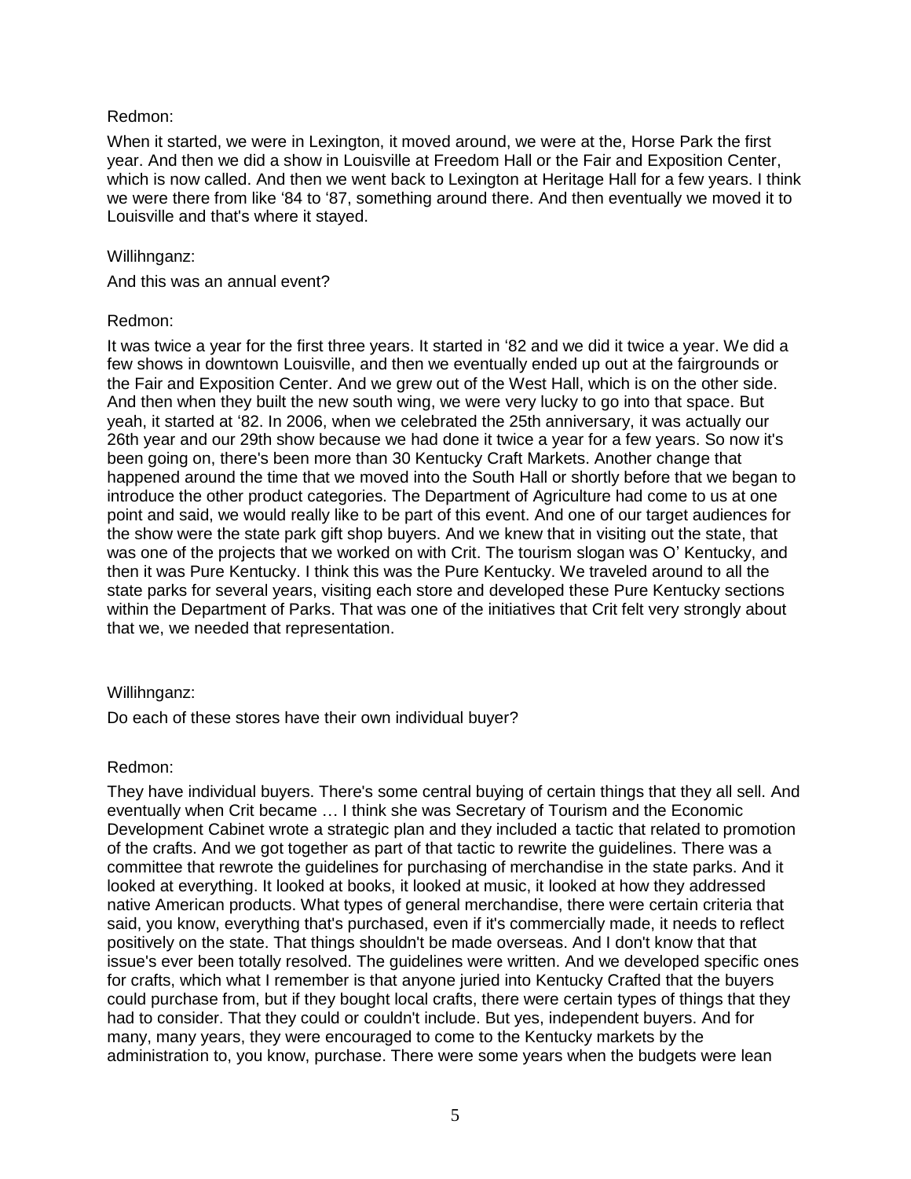Redmon:

When it started, we were in Lexington, it moved around, we were at the, Horse Park the first year. And then we did a show in Louisville at Freedom Hall or the Fair and Exposition Center, which is now called. And then we went back to Lexington at Heritage Hall for a few years. I think we were there from like '84 to '87, something around there. And then eventually we moved it to Louisville and that's where it stayed.

Willihnganz:

And this was an annual event?

Redmon:

It was twice a year for the first three years. It started in '82 and we did it twice a year. We did a few shows in downtown Louisville, and then we eventually ended up out at the fairgrounds or the Fair and Exposition Center. And we grew out of the West Hall, which is on the other side. And then when they built the new south wing, we were very lucky to go into that space. But yeah, it started at '82. In 2006, when we celebrated the 25th anniversary, it was actually our 26th year and our 29th show because we had done it twice a year for a few years. So now it's been going on, there's been more than 30 Kentucky Craft Markets. Another change that happened around the time that we moved into the South Hall or shortly before that we began to introduce the other product categories. The Department of Agriculture had come to us at one point and said, we would really like to be part of this event. And one of our target audiences for the show were the state park gift shop buyers. And we knew that in visiting out the state, that was one of the projects that we worked on with Crit. The tourism slogan was O' Kentucky, and then it was Pure Kentucky. I think this was the Pure Kentucky. We traveled around to all the state parks for several years, visiting each store and developed these Pure Kentucky sections within the Department of Parks. That was one of the initiatives that Crit felt very strongly about that we, we needed that representation.

Willihnganz:

Do each of these stores have their own individual buyer?

Redmon:

They have individual buyers. There's some central buying of certain things that they all sell. And eventually when Crit became … I think she was Secretary of Tourism and the Economic Development Cabinet wrote a strategic plan and they included a tactic that related to promotion of the crafts. And we got together as part of that tactic to rewrite the guidelines. There was a committee that rewrote the guidelines for purchasing of merchandise in the state parks. And it looked at everything. It looked at books, it looked at music, it looked at how they addressed native American products. What types of general merchandise, there were certain criteria that said, you know, everything that's purchased, even if it's commercially made, it needs to reflect positively on the state. That things shouldn't be made overseas. And I don't know that that issue's ever been totally resolved. The guidelines were written. And we developed specific ones for crafts, which what I remember is that anyone juried into Kentucky Crafted that the buyers could purchase from, but if they bought local crafts, there were certain types of things that they had to consider. That they could or couldn't include. But yes, independent buyers. And for many, many years, they were encouraged to come to the Kentucky markets by the administration to, you know, purchase. There were some years when the budgets were lean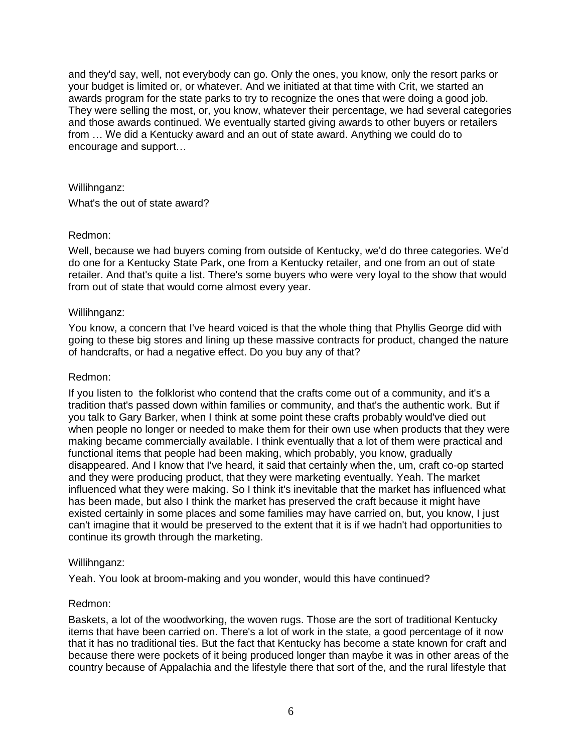and they'd say, well, not everybody can go. Only the ones, you know, only the resort parks or your budget is limited or, or whatever. And we initiated at that time with Crit, we started an awards program for the state parks to try to recognize the ones that were doing a good job. They were selling the most, or, you know, whatever their percentage, we had several categories and those awards continued. We eventually started giving awards to other buyers or retailers from … We did a Kentucky award and an out of state award. Anything we could do to encourage and support…

Willihnganz:

What's the out of state award?

Redmon:

Well, because we had buyers coming from outside of Kentucky, we'd do three categories. We'd do one for a Kentucky State Park, one from a Kentucky retailer, and one from an out of state retailer. And that's quite a list. There's some buyers who were very loyal to the show that would from out of state that would come almost every year.

Willihnganz:

You know, a concern that I've heard voiced is that the whole thing that Phyllis George did with going to these big stores and lining up these massive contracts for product, changed the nature of handcrafts, or had a negative effect. Do you buy any of that?

Redmon:

If you listen to the folklorist who contend that the crafts come out of a community, and it's a tradition that's passed down within families or community, and that's the authentic work. But if you talk to Gary Barker, when I think at some point these crafts probably would've died out when people no longer or needed to make them for their own use when products that they were making became commercially available. I think eventually that a lot of them were practical and functional items that people had been making, which probably, you know, gradually disappeared. And I know that I've heard, it said that certainly when the, um, craft co-op started and they were producing product, that they were marketing eventually. Yeah. The market influenced what they were making. So I think it's inevitable that the market has influenced what has been made, but also I think the market has preserved the craft because it might have existed certainly in some places and some families may have carried on, but, you know, I just can't imagine that it would be preserved to the extent that it is if we hadn't had opportunities to continue its growth through the marketing.

Willihnganz:

Yeah. You look at broom-making and you wonder, would this have continued?

Redmon:

Baskets, a lot of the woodworking, the woven rugs. Those are the sort of traditional Kentucky items that have been carried on. There's a lot of work in the state, a good percentage of it now that it has no traditional ties. But the fact that Kentucky has become a state known for craft and because there were pockets of it being produced longer than maybe it was in other areas of the country because of Appalachia and the lifestyle there that sort of the, and the rural lifestyle that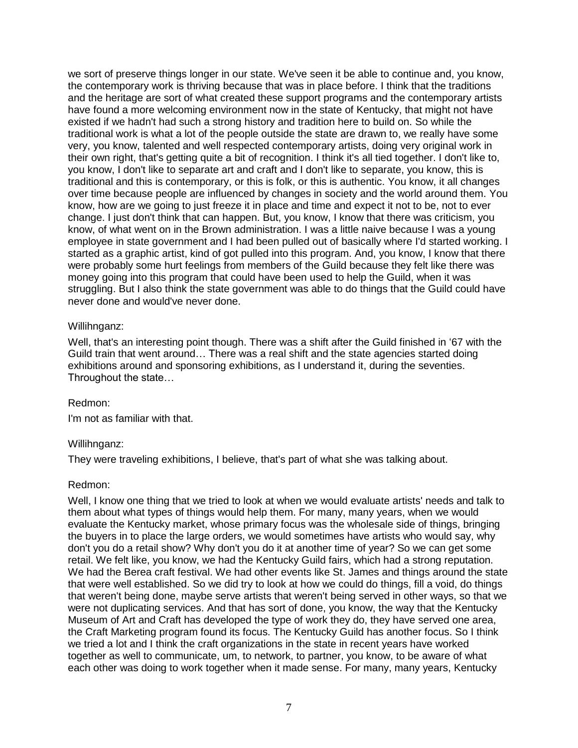we sort of preserve things longer in our state. We've seen it be able to continue and, you know, the contemporary work is thriving because that was in place before. I think that the traditions and the heritage are sort of what created these support programs and the contemporary artists have found a more welcoming environment now in the state of Kentucky, that might not have existed if we hadn't had such a strong history and tradition here to build on. So while the traditional work is what a lot of the people outside the state are drawn to, we really have some very, you know, talented and well respected contemporary artists, doing very original work in their own right, that's getting quite a bit of recognition. I think it's all tied together. I don't like to, you know, I don't like to separate art and craft and I don't like to separate, you know, this is traditional and this is contemporary, or this is folk, or this is authentic. You know, it all changes over time because people are influenced by changes in society and the world around them. You know, how are we going to just freeze it in place and time and expect it not to be, not to ever change. I just don't think that can happen. But, you know, I know that there was criticism, you know, of what went on in the Brown administration. I was a little naive because I was a young employee in state government and I had been pulled out of basically where I'd started working. I started as a graphic artist, kind of got pulled into this program. And, you know, I know that there were probably some hurt feelings from members of the Guild because they felt like there was money going into this program that could have been used to help the Guild, when it was struggling. But I also think the state government was able to do things that the Guild could have never done and would've never done.

Willihnganz:

Well, that's an interesting point though. There was a shift after the Guild finished in ‘67 with the Guild train that went around… There was a real shift and the state agencies started doing exhibitions around and sponsoring exhibitions, as I understand it, during the seventies. Throughout the state…

Redmon:

I'm not as familiar with that.

Willihnganz:

They were traveling exhibitions, I believe, that's part of what she was talking about.

Redmon:

Well, I know one thing that we tried to look at when we would evaluate artists' needs and talk to them about what types of things would help them. For many, many years, when we would evaluate the Kentucky market, whose primary focus was the wholesale side of things, bringing the buyers in to place the large orders, we would sometimes have artists who would say, why don't you do a retail show? Why don't you do it at another time of year? So we can get some retail. We felt like, you know, we had the Kentucky Guild fairs, which had a strong reputation. We had the Berea craft festival. We had other events like St. James and things around the state that were well established. So we did try to look at how we could do things, fill a void, do things that weren't being done, maybe serve artists that weren't being served in other ways, so that we were not duplicating services. And that has sort of done, you know, the way that the Kentucky Museum of Art and Craft has developed the type of work they do, they have served one area, the Craft Marketing program found its focus. The Kentucky Guild has another focus. So I think we tried a lot and I think the craft organizations in the state in recent years have worked together as well to communicate, um, to network, to partner, you know, to be aware of what each other was doing to work together when it made sense. For many, many years, Kentucky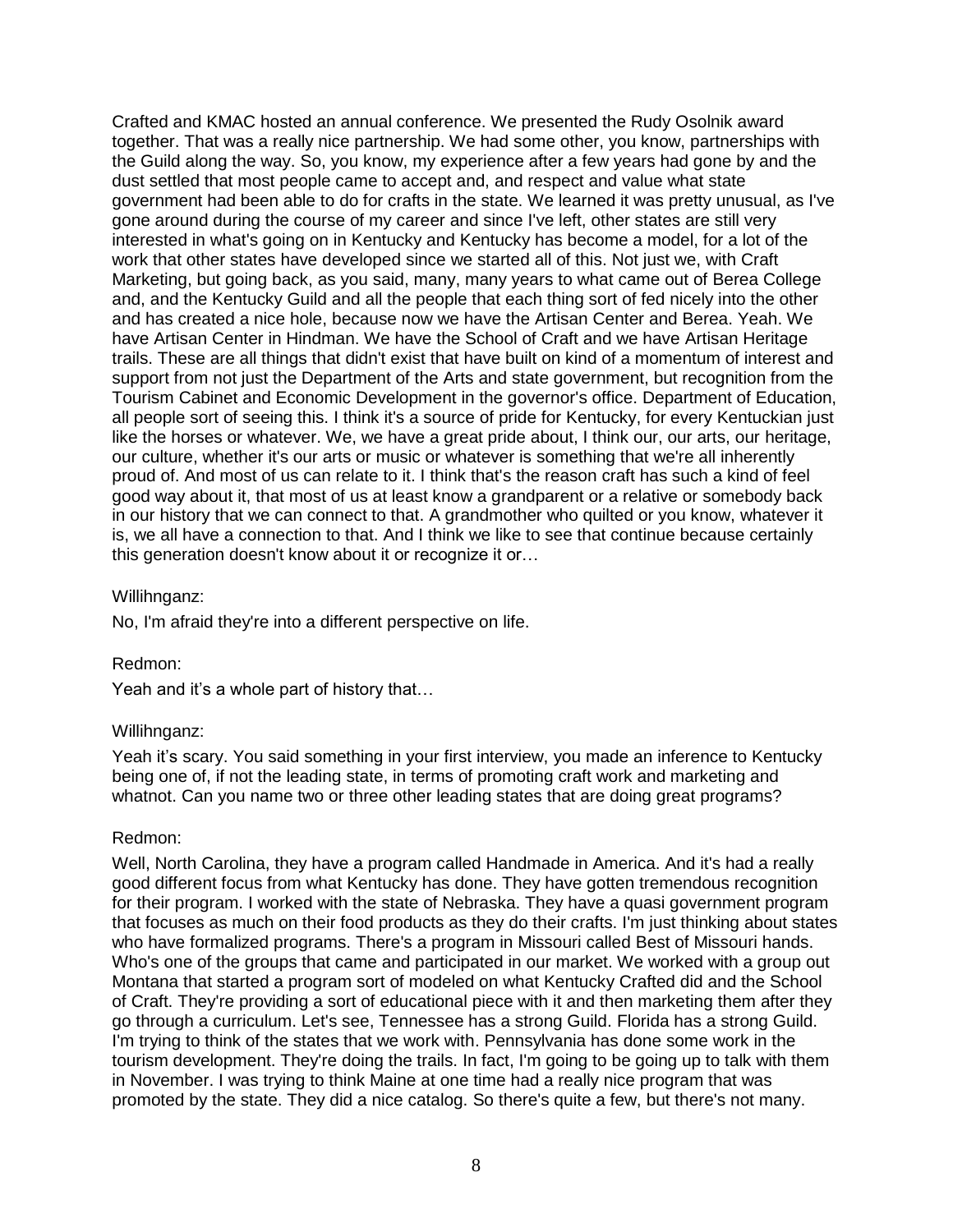Crafted and KMAC hosted an annual conference. We presented the Rudy Osolnik award together. That was a really nice partnership. We had some other, you know, partnerships with the Guild along the way. So, you know, my experience after a few years had gone by and the dust settled that most people came to accept and, and respect and value what state government had been able to do for crafts in the state. We learned it was pretty unusual, as I've gone around during the course of my career and since I've left, other states are still very interested in what's going on in Kentucky and Kentucky has become a model, for a lot of the work that other states have developed since we started all of this. Not just we, with Craft Marketing, but going back, as you said, many, many years to what came out of Berea College and, and the Kentucky Guild and all the people that each thing sort of fed nicely into the other and has created a nice hole, because now we have the Artisan Center and Berea. Yeah. We have Artisan Center in Hindman. We have the School of Craft and we have Artisan Heritage trails. These are all things that didn't exist that have built on kind of a momentum of interest and support from not just the Department of the Arts and state government, but recognition from the Tourism Cabinet and Economic Development in the governor's office. Department of Education, all people sort of seeing this. I think it's a source of pride for Kentucky, for every Kentuckian just like the horses or whatever. We, we have a great pride about, I think our, our arts, our heritage, our culture, whether it's our arts or music or whatever is something that we're all inherently proud of. And most of us can relate to it. I think that's the reason craft has such a kind of feel good way about it, that most of us at least know a grandparent or a relative or somebody back in our history that we can connect to that. A grandmother who quilted or you know, whatever it is, we all have a connection to that. And I think we like to see that continue because certainly this generation doesn't know about it or recognize it or…

Willihnganz:

No, I'm afraid they're into a different perspective on life.

Redmon:

Yeah and it's a whole part of history that…

Willihnganz:

Yeah it's scary. You said something in your first interview, you made an inference to Kentucky being one of, if not the leading state, in terms of promoting craft work and marketing and whatnot. Can you name two or three other leading states that are doing great programs?

Redmon:

Well, North Carolina, they have a program called Handmade in America. And it's had a really good different focus from what Kentucky has done. They have gotten tremendous recognition for their program. I worked with the state of Nebraska. They have a quasi government program that focuses as much on their food products as they do their crafts. I'm just thinking about states who have formalized programs. There's a program in Missouri called Best of Missouri hands. Who's one of the groups that came and participated in our market. We worked with a group out Montana that started a program sort of modeled on what Kentucky Crafted did and the School of Craft. They're providing a sort of educational piece with it and then marketing them after they go through a curriculum. Let's see, Tennessee has a strong Guild. Florida has a strong Guild. I'm trying to think of the states that we work with. Pennsylvania has done some work in the tourism development. They're doing the trails. In fact, I'm going to be going up to talk with them in November. I was trying to think Maine at one time had a really nice program that was promoted by the state. They did a nice catalog. So there's quite a few, but there's not many.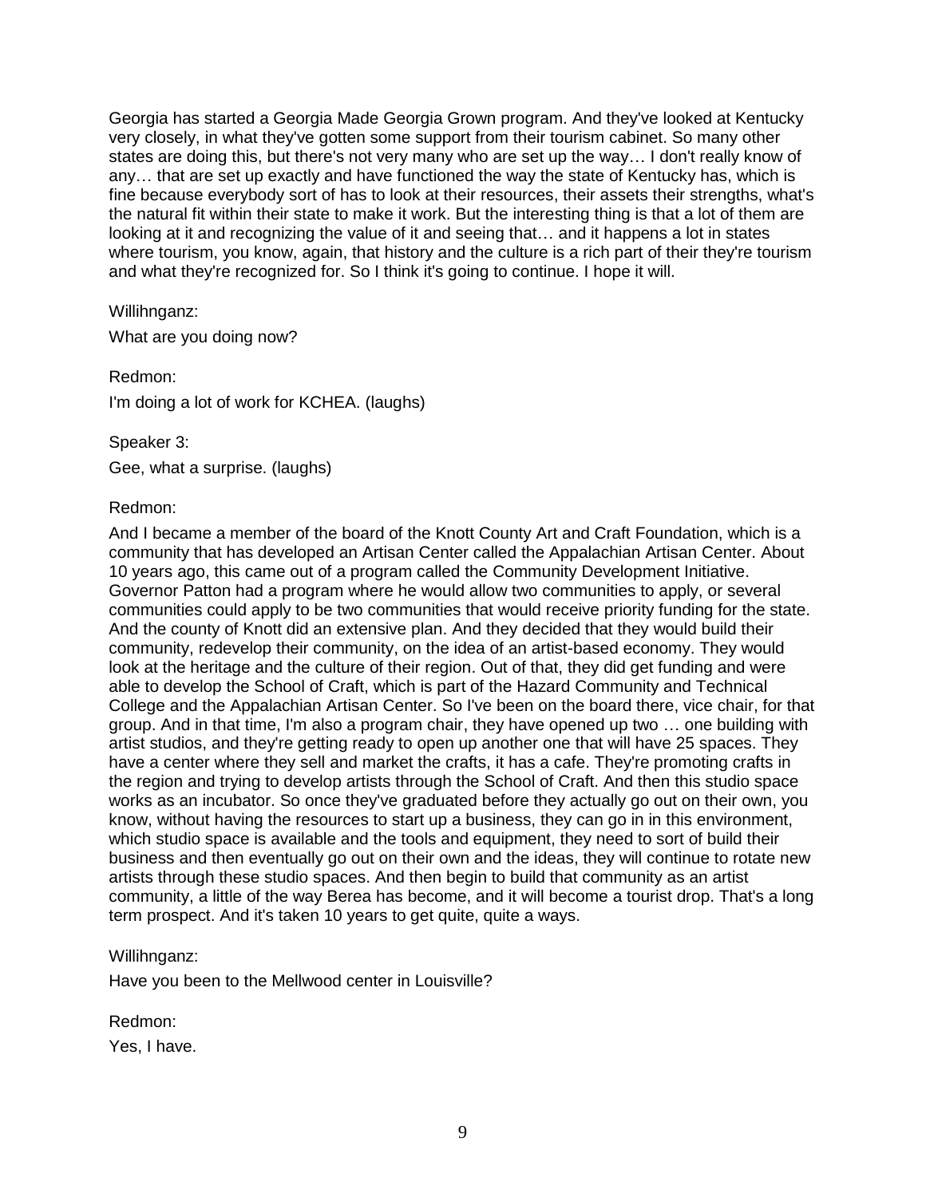Georgia has started a Georgia Made Georgia Grown program. And they've looked at Kentucky very closely, in what they've gotten some support from their tourism cabinet. So many other states are doing this, but there's not very many who are set up the way… I don't really know of any… that are set up exactly and have functioned the way the state of Kentucky has, which is fine because everybody sort of has to look at their resources, their assets their strengths, what's the natural fit within their state to make it work. But the interesting thing is that a lot of them are looking at it and recognizing the value of it and seeing that… and it happens a lot in states where tourism, you know, again, that history and the culture is a rich part of their they're tourism and what they're recognized for. So I think it's going to continue. I hope it will.

Willihnganz:

What are you doing now?

Redmon:

I'm doing a lot of work for KCHEA. (laughs)

Speaker 3:

Gee, what a surprise. (laughs)

Redmon:

And I became a member of the board of the Knott County Art and Craft Foundation, which is a community that has developed an Artisan Center called the Appalachian Artisan Center. About 10 years ago, this came out of a program called the Community Development Initiative. Governor Patton had a program where he would allow two communities to apply, or several communities could apply to be two communities that would receive priority funding for the state. And the county of Knott did an extensive plan. And they decided that they would build their community, redevelop their community, on the idea of an artist-based economy. They would look at the heritage and the culture of their region. Out of that, they did get funding and were able to develop the School of Craft, which is part of the Hazard Community and Technical College and the Appalachian Artisan Center. So I've been on the board there, vice chair, for that group. And in that time, I'm also a program chair, they have opened up two … one building with artist studios, and they're getting ready to open up another one that will have 25 spaces. They have a center where they sell and market the crafts, it has a cafe. They're promoting crafts in the region and trying to develop artists through the School of Craft. And then this studio space works as an incubator. So once they've graduated before they actually go out on their own, you know, without having the resources to start up a business, they can go in in this environment, which studio space is available and the tools and equipment, they need to sort of build their business and then eventually go out on their own and the ideas, they will continue to rotate new artists through these studio spaces. And then begin to build that community as an artist community, a little of the way Berea has become, and it will become a tourist drop. That's a long term prospect. And it's taken 10 years to get quite, quite a ways.

Willihnganz:

Have you been to the Mellwood center in Louisville?

Redmon:

Yes, I have.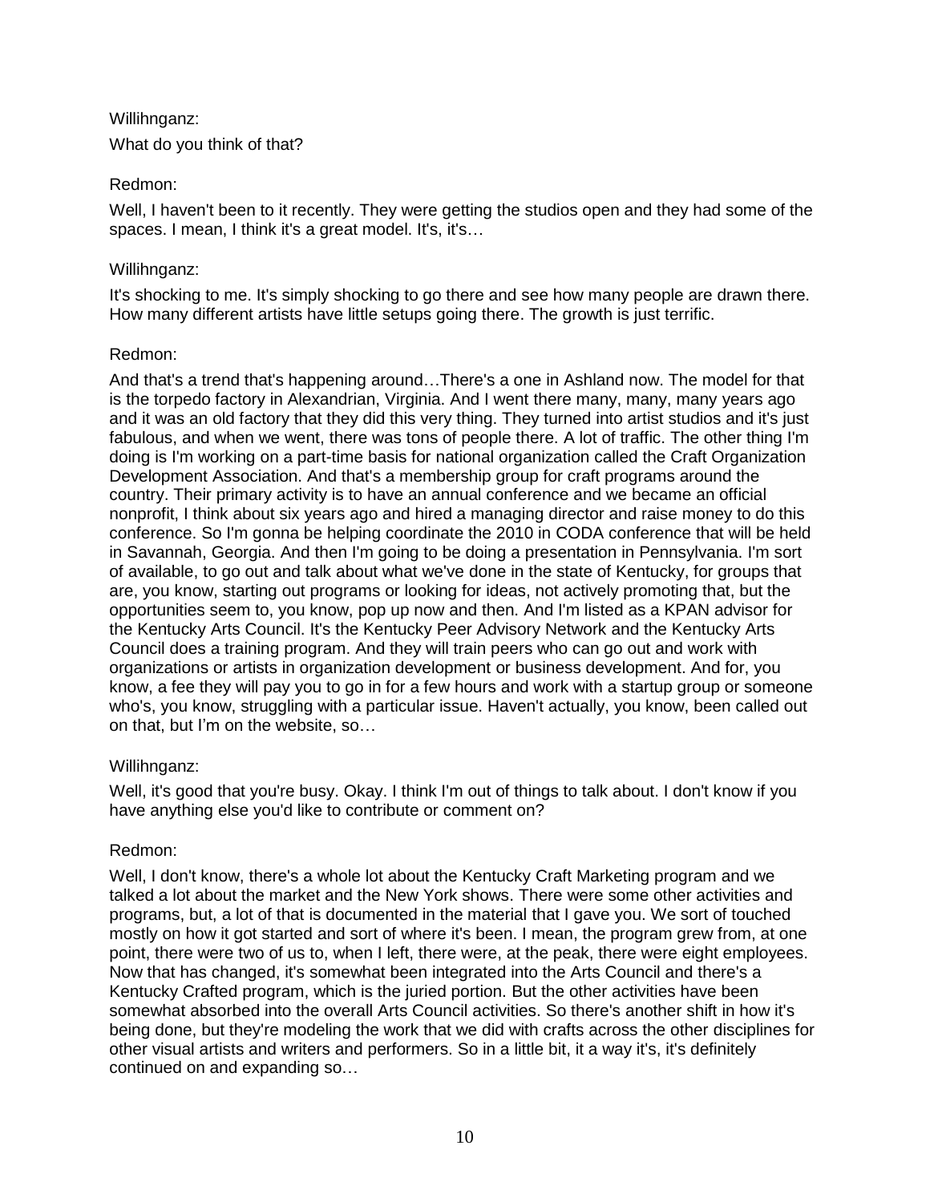Willihnganz:

What do you think of that?

Redmon:

Well, I haven't been to it recently. They were getting the studios open and they had some of the spaces. I mean, I think it's a great model. It's, it's…

Willihnganz:

It's shocking to me. It's simply shocking to go there and see how many people are drawn there. How many different artists have little setups going there. The growth is just terrific.

Redmon:

And that's a trend that's happening around…There's a one in Ashland now. The model for that is the torpedo factory in Alexandrian, Virginia. And I went there many, many, many years ago and it was an old factory that they did this very thing. They turned into artist studios and it's just fabulous, and when we went, there was tons of people there. A lot of traffic. The other thing I'm doing is I'm working on a part-time basis for national organization called the Craft Organization Development Association. And that's a membership group for craft programs around the country. Their primary activity is to have an annual conference and we became an official nonprofit, I think about six years ago and hired a managing director and raise money to do this conference. So I'm gonna be helping coordinate the 2010 in CODA conference that will be held in Savannah, Georgia. And then I'm going to be doing a presentation in Pennsylvania. I'm sort of available, to go out and talk about what we've done in the state of Kentucky, for groups that are, you know, starting out programs or looking for ideas, not actively promoting that, but the opportunities seem to, you know, pop up now and then. And I'm listed as a KPAN advisor for the Kentucky Arts Council. It's the Kentucky Peer Advisory Network and the Kentucky Arts Council does a training program. And they will train peers who can go out and work with organizations or artists in organization development or business development. And for, you know, a fee they will pay you to go in for a few hours and work with a startup group or someone who's, you know, struggling with a particular issue. Haven't actually, you know, been called out on that, but I'm on the website, so…

Willihnganz:

Well, it's good that you're busy. Okay. I think I'm out of things to talk about. I don't know if you have anything else you'd like to contribute or comment on?

Redmon:

Well, I don't know, there's a whole lot about the Kentucky Craft Marketing program and we talked a lot about the market and the New York shows. There were some other activities and programs, but, a lot of that is documented in the material that I gave you. We sort of touched mostly on how it got started and sort of where it's been. I mean, the program grew from, at one point, there were two of us to, when I left, there were, at the peak, there were eight employees. Now that has changed, it's somewhat been integrated into the Arts Council and there's a Kentucky Crafted program, which is the juried portion. But the other activities have been somewhat absorbed into the overall Arts Council activities. So there's another shift in how it's being done, but they're modeling the work that we did with crafts across the other disciplines for other visual artists and writers and performers. So in a little bit, it a way it's, it's definitely continued on and expanding so…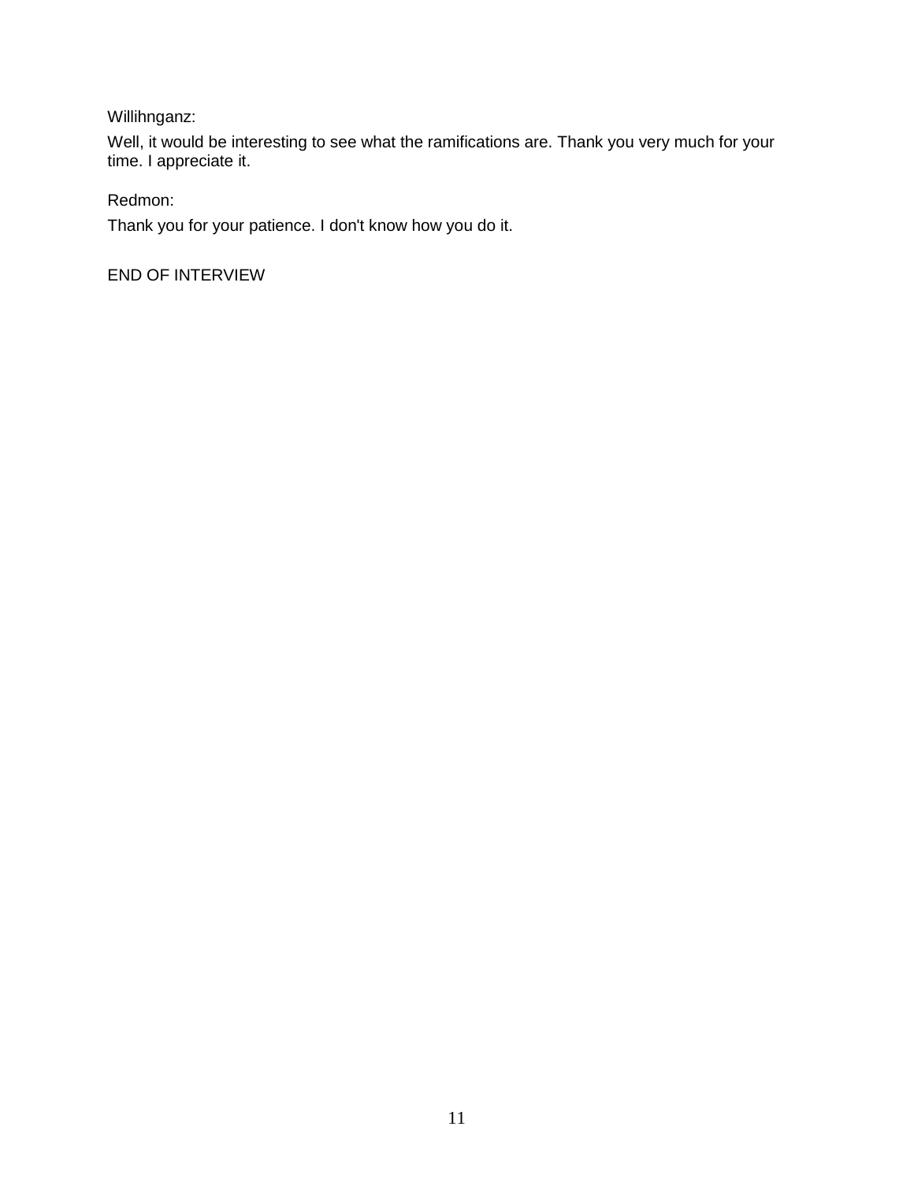Willihnganz:

Well, it would be interesting to see what the ramifications are. Thank you very much for your time. I appreciate it.

Redmon:

Thank you for your patience. I don't know how you do it.

END OF INTERVIEW